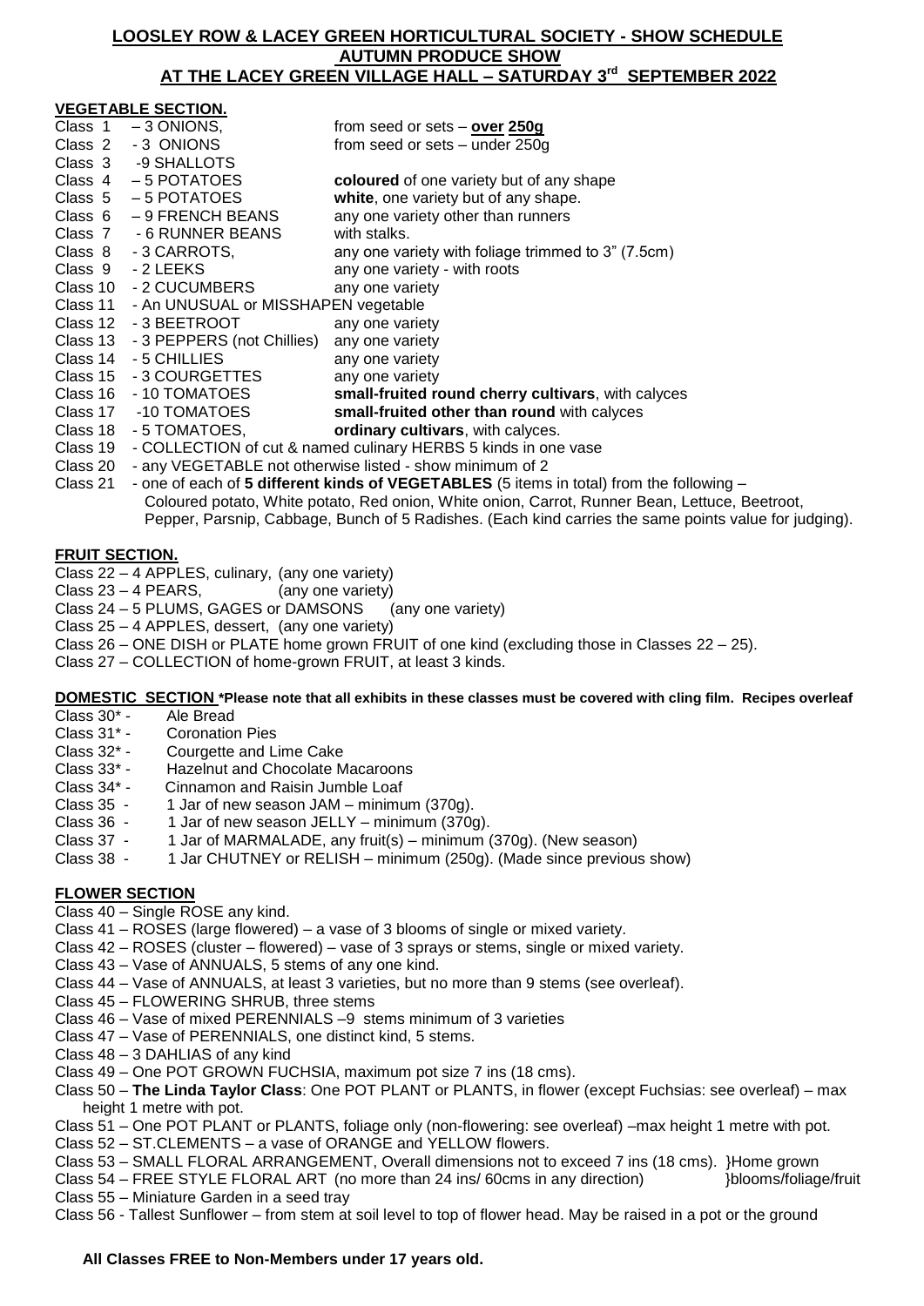# LOOSLEY ROW & LACEY GREEN HORTICULTURAL SOCIETY - SHOW SCHEDULE

## AUTUMN PRODUCE SHOW

## AT THE LACEY GREEN VILLAGE HALL – SATURDAY 3rd SEPTEMBER 2022

### VEGETABLE SECTION.

| Class | Item | Description |
|---|---|---|
| Class 1 | – 3 ONIONS, | from seed or sets – **over 250g** |
| Class 2 | - 3 ONIONS | from seed or sets – under 250g |
| Class 3 | -9 SHALLOTS | |
| Class 4 | – 5 POTATOES | **coloured** of one variety but of any shape |
| Class 5 | – 5 POTATOES | **white**, one variety but of any shape. |
| Class 6 | – 9 FRENCH BEANS | any one variety other than runners |
| Class 7 | - 6 RUNNER BEANS | with stalks. |
| Class 8 | - 3 CARROTS, | any one variety with foliage trimmed to 3" (7.5cm) |
| Class 9 | - 2 LEEKS | any one variety - with roots |
| Class 10 | - 2 CUCUMBERS | any one variety |
| Class 11 | - An UNUSUAL or MISSHAPEN vegetable | |
| Class 12 | - 3 BEETROOT | any one variety |
| Class 13 | - 3 PEPPERS (not Chillies) | any one variety |
| Class 14 | - 5 CHILLIES | any one variety |
| Class 15 | - 3 COURGETTES | any one variety |
| Class 16 | - 10 TOMATOES | **small-fruited round cherry cultivars**, with calyces |
| Class 17 | -10 TOMATOES | **small-fruited other than round** with calyces |
| Class 18 | - 5 TOMATOES, | **ordinary cultivars**, with calyces. |

Class 19 - COLLECTION of cut & named culinary HERBS 5 kinds in one vase

Class 20 - any VEGETABLE not otherwise listed - show minimum of 2

Class 21 - one of each of **5 different kinds of VEGETABLES** (5 items in total) from the following – Coloured potato, White potato, Red onion, White onion, Carrot, Runner Bean, Lettuce, Beetroot, Pepper, Parsnip, Cabbage, Bunch of 5 Radishes. (Each kind carries the same points value for judging).

### FRUIT SECTION.

Class 22 – 4 APPLES, culinary, (any one variety)

Class 23 – 4 PEARS, (any one variety)

Class 24 – 5 PLUMS, GAGES or DAMSONS (any one variety)

Class 25 – 4 APPLES, dessert, (any one variety)

Class 26 – ONE DISH or PLATE home grown FRUIT of one kind (excluding those in Classes 22 – 25).

Class 27 – COLLECTION of home-grown FRUIT, at least 3 kinds.

### DOMESTIC SECTION *Please note that all exhibits in these classes must be covered with cling film. Recipes overleaf

Class 30* - Ale Bread

Class 31* - Coronation Pies

Class 32* - Courgette and Lime Cake

Class 33* - Hazelnut and Chocolate Macaroons

Class 34* - Cinnamon and Raisin Jumble Loaf

Class 35 - 1 Jar of new season JAM – minimum (370g).

Class 36 - 1 Jar of new season JELLY – minimum (370g).

Class 37 - 1 Jar of MARMALADE, any fruit(s) – minimum (370g). (New season)

Class 38 - 1 Jar CHUTNEY or RELISH – minimum (250g). (Made since previous show)

### FLOWER SECTION

Class 40 – Single ROSE any kind.

Class 41 – ROSES (large flowered) – a vase of 3 blooms of single or mixed variety.

Class 42 – ROSES (cluster – flowered) – vase of 3 sprays or stems, single or mixed variety.

Class 43 – Vase of ANNUALS, 5 stems of any one kind.

Class 44 – Vase of ANNUALS, at least 3 varieties, but no more than 9 stems (see overleaf).

Class 45 – FLOWERING SHRUB, three stems

Class 46 – Vase of mixed PERENNIALS –9 stems minimum of 3 varieties

Class 47 – Vase of PERENNIALS, one distinct kind, 5 stems.

Class 48 – 3 DAHLIAS of any kind

Class 49 – One POT GROWN FUCHSIA, maximum pot size 7 ins (18 cms).

Class 50 – **The Linda Taylor Class**: One POT PLANT or PLANTS, in flower (except Fuchsias: see overleaf) – max height 1 metre with pot.

Class 51 – One POT PLANT or PLANTS, foliage only (non-flowering: see overleaf) –max height 1 metre with pot.

Class 52 – ST.CLEMENTS – a vase of ORANGE and YELLOW flowers.

Class 53 – SMALL FLORAL ARRANGEMENT, Overall dimensions not to exceed 7 ins (18 cms). }Home grown

Class 54 – FREE STYLE FLORAL ART (no more than 24 ins/ 60cms in any direction) }blooms/foliage/fruit

Class 55 – Miniature Garden in a seed tray

Class 56 - Tallest Sunflower – from stem at soil level to top of flower head. May be raised in a pot or the ground

**All Classes FREE to Non-Members under 17 years old.**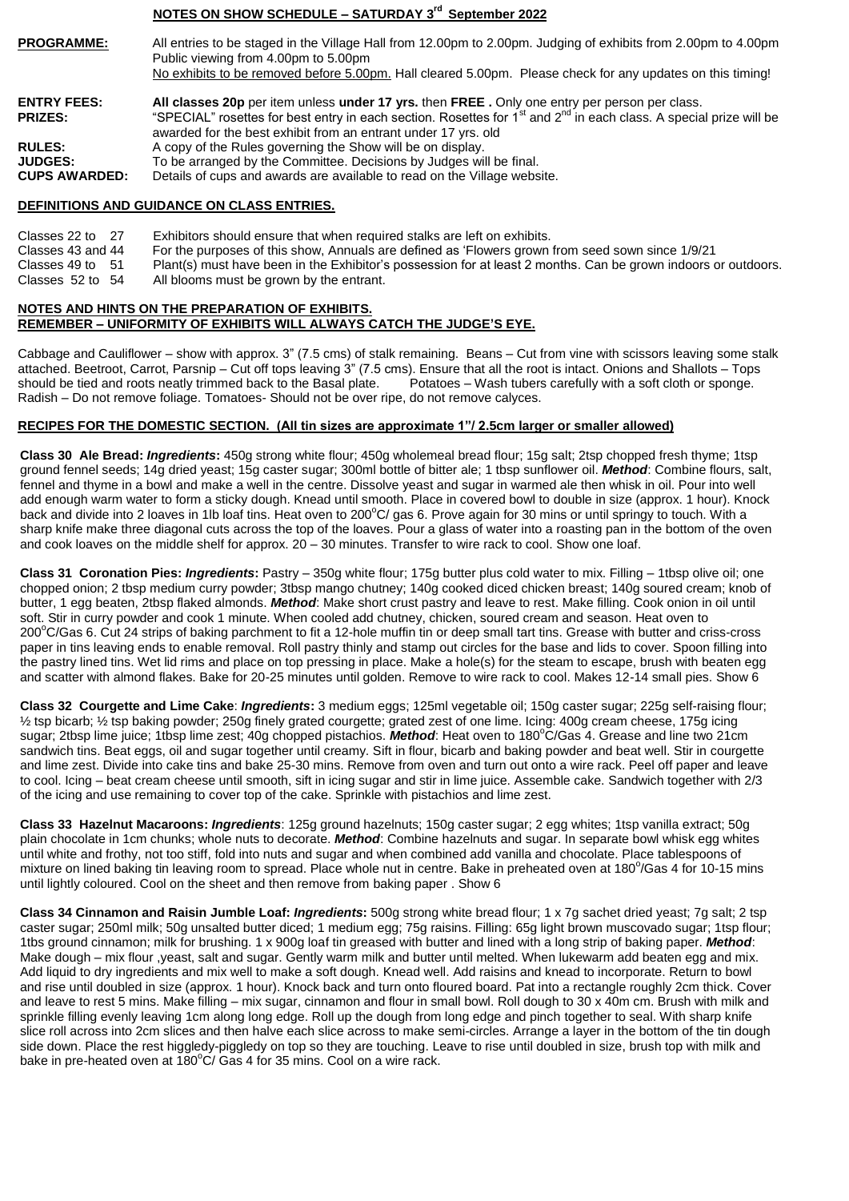## NOTES ON SHOW SCHEDULE – SATURDAY 3rd September 2022

**PROGRAMME:** All entries to be staged in the Village Hall from 12.00pm to 2.00pm. Judging of exhibits from 2.00pm to 4.00pm Public viewing from 4.00pm to 5.00pm
No exhibits to be removed before 5.00pm. Hall cleared 5.00pm. Please check for any updates on this timing!

**ENTRY FEES:** **All classes 20p** per item unless **under 17 yrs.** then **FREE .** Only one entry per person per class.
**PRIZES:** "SPECIAL" rosettes for best entry in each section. Rosettes for 1st and 2nd in each class. A special prize will be awarded for the best exhibit from an entrant under 17 yrs. old
**RULES:** A copy of the Rules governing the Show will be on display.
**JUDGES:** To be arranged by the Committee. Decisions by Judges will be final.
**CUPS AWARDED:** Details of cups and awards are available to read on the Village website.

## DEFINITIONS AND GUIDANCE ON CLASS ENTRIES.

Classes 22 to 27 Exhibitors should ensure that when required stalks are left on exhibits.
Classes 43 and 44 For the purposes of this show, Annuals are defined as 'Flowers grown from seed sown since 1/9/21
Classes 49 to 51 Plant(s) must have been in the Exhibitor's possession for at least 2 months. Can be grown indoors or outdoors.
Classes 52 to 54 All blooms must be grown by the entrant.

## NOTES AND HINTS ON THE PREPARATION OF EXHIBITS.
## REMEMBER – UNIFORMITY OF EXHIBITS WILL ALWAYS CATCH THE JUDGE'S EYE.

Cabbage and Cauliflower – show with approx. 3" (7.5 cms) of stalk remaining. Beans – Cut from vine with scissors leaving some stalk attached. Beetroot, Carrot, Parsnip – Cut off tops leaving 3" (7.5 cms). Ensure that all the root is intact. Onions and Shallots – Tops should be tied and roots neatly trimmed back to the Basal plate. Potatoes – Wash tubers carefully with a soft cloth or sponge. Radish – Do not remove foliage. Tomatoes- Should not be over ripe, do not remove calyces.

## RECIPES FOR THE DOMESTIC SECTION. (All tin sizes are approximate 1"/ 2.5cm larger or smaller allowed)

**Class 30 Ale Bread:** ***Ingredients*****:** 450g strong white flour; 450g wholemeal bread flour; 15g salt; 2tsp chopped fresh thyme; 1tsp ground fennel seeds; 14g dried yeast; 15g caster sugar; 300ml bottle of bitter ale; 1 tbsp sunflower oil. ***Method***: Combine flours, salt, fennel and thyme in a bowl and make a well in the centre. Dissolve yeast and sugar in warmed ale then whisk in oil. Pour into well add enough warm water to form a sticky dough. Knead until smooth. Place in covered bowl to double in size (approx. 1 hour). Knock back and divide into 2 loaves in 1lb loaf tins. Heat oven to 200°C/ gas 6. Prove again for 30 mins or until springy to touch. With a sharp knife make three diagonal cuts across the top of the loaves. Pour a glass of water into a roasting pan in the bottom of the oven and cook loaves on the middle shelf for approx. 20 – 30 minutes. Transfer to wire rack to cool. Show one loaf.

**Class 31 Coronation Pies:** ***Ingredients*****:** Pastry – 350g white flour; 175g butter plus cold water to mix. Filling – 1tbsp olive oil; one chopped onion; 2 tbsp medium curry powder; 3tbsp mango chutney; 140g cooked diced chicken breast; 140g soured cream; knob of butter, 1 egg beaten, 2tbsp flaked almonds. ***Method***: Make short crust pastry and leave to rest. Make filling. Cook onion in oil until soft. Stir in curry powder and cook 1 minute. When cooled add chutney, chicken, soured cream and season. Heat oven to 200°C/Gas 6. Cut 24 strips of baking parchment to fit a 12-hole muffin tin or deep small tart tins. Grease with butter and criss-cross paper in tins leaving ends to enable removal. Roll pastry thinly and stamp out circles for the base and lids to cover. Spoon filling into the pastry lined tins. Wet lid rims and place on top pressing in place. Make a hole(s) for the steam to escape, brush with beaten egg and scatter with almond flakes. Bake for 20-25 minutes until golden. Remove to wire rack to cool. Makes 12-14 small pies. Show 6

**Class 32 Courgette and Lime Cake**: ***Ingredients*****:** 3 medium eggs; 125ml vegetable oil; 150g caster sugar; 225g self-raising flour; ½ tsp bicarb; ½ tsp baking powder; 250g finely grated courgette; grated zest of one lime. Icing: 400g cream cheese, 175g icing sugar; 2tbsp lime juice; 1tbsp lime zest; 40g chopped pistachios. ***Method***: Heat oven to 180°C/Gas 4. Grease and line two 21cm sandwich tins. Beat eggs, oil and sugar together until creamy. Sift in flour, bicarb and baking powder and beat well. Stir in courgette and lime zest. Divide into cake tins and bake 25-30 mins. Remove from oven and turn out onto a wire rack. Peel off paper and leave to cool. Icing – beat cream cheese until smooth, sift in icing sugar and stir in lime juice. Assemble cake. Sandwich together with 2/3 of the icing and use remaining to cover top of the cake. Sprinkle with pistachios and lime zest.

**Class 33 Hazelnut Macaroons:** ***Ingredients***: 125g ground hazelnuts; 150g caster sugar; 2 egg whites; 1tsp vanilla extract; 50g plain chocolate in 1cm chunks; whole nuts to decorate. ***Method***: Combine hazelnuts and sugar. In separate bowl whisk egg whites until white and frothy, not too stiff, fold into nuts and sugar and when combined add vanilla and chocolate. Place tablespoons of mixture on lined baking tin leaving room to spread. Place whole nut in centre. Bake in preheated oven at 180°/Gas 4 for 10-15 mins until lightly coloured. Cool on the sheet and then remove from baking paper . Show 6

**Class 34 Cinnamon and Raisin Jumble Loaf:** ***Ingredients*****:** 500g strong white bread flour; 1 x 7g sachet dried yeast; 7g salt; 2 tsp caster sugar; 250ml milk; 50g unsalted butter diced; 1 medium egg; 75g raisins. Filling: 65g light brown muscovado sugar; 1tsp flour; 1tbs ground cinnamon; milk for brushing. 1 x 900g loaf tin greased with butter and lined with a long strip of baking paper. ***Method***: Make dough – mix flour ,yeast, salt and sugar. Gently warm milk and butter until melted. When lukewarm add beaten egg and mix. Add liquid to dry ingredients and mix well to make a soft dough. Knead well. Add raisins and knead to incorporate. Return to bowl and rise until doubled in size (approx. 1 hour). Knock back and turn onto floured board. Pat into a rectangle roughly 2cm thick. Cover and leave to rest 5 mins. Make filling – mix sugar, cinnamon and flour in small bowl. Roll dough to 30 x 40m cm. Brush with milk and sprinkle filling evenly leaving 1cm along long edge. Roll up the dough from long edge and pinch together to seal. With sharp knife slice roll across into 2cm slices and then halve each slice across to make semi-circles. Arrange a layer in the bottom of the tin dough side down. Place the rest higgledy-piggledy on top so they are touching. Leave to rise until doubled in size, brush top with milk and bake in pre-heated oven at 180°C/ Gas 4 for 35 mins. Cool on a wire rack.